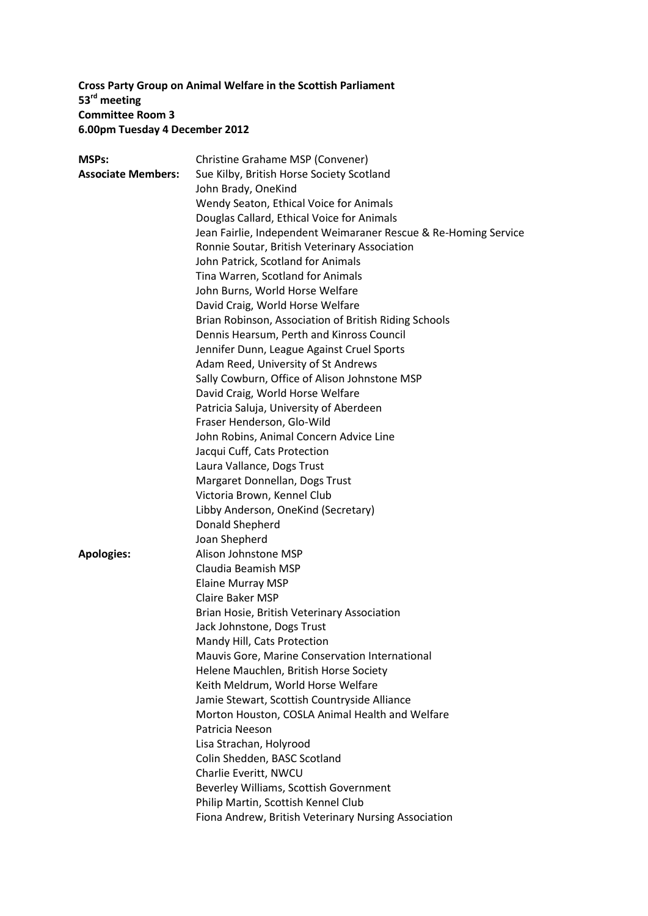**Cross Party Group on Animal Welfare in the Scottish Parliament**
**53rd meeting**
**Committee Room 3**
**6.00pm Tuesday 4 December 2012**

| | |
|---|---|
| **MSPs:** | Christine Grahame MSP (Convener) |
| **Associate Members:** | Sue Kilby, British Horse Society Scotland |
| | John Brady, OneKind |
| | Wendy Seaton, Ethical Voice for Animals |
| | Douglas Callard, Ethical Voice for Animals |
| | Jean Fairlie, Independent Weimaraner Rescue & Re-Homing Service |
| | Ronnie Soutar, British Veterinary Association |
| | John Patrick, Scotland for Animals |
| | Tina Warren, Scotland for Animals |
| | John Burns, World Horse Welfare |
| | David Craig, World Horse Welfare |
| | Brian Robinson, Association of British Riding Schools |
| | Dennis Hearsum, Perth and Kinross Council |
| | Jennifer Dunn, League Against Cruel Sports |
| | Adam Reed, University of St Andrews |
| | Sally Cowburn, Office of Alison Johnstone MSP |
| | David Craig, World Horse Welfare |
| | Patricia Saluja, University of Aberdeen |
| | Fraser Henderson, Glo-Wild |
| | John Robins, Animal Concern Advice Line |
| | Jacqui Cuff, Cats Protection |
| | Laura Vallance, Dogs Trust |
| | Margaret Donnellan, Dogs Trust |
| | Victoria Brown, Kennel Club |
| | Libby Anderson, OneKind (Secretary) |
| | Donald Shepherd |
| | Joan Shepherd |
| **Apologies:** | Alison Johnstone MSP |
| | Claudia Beamish MSP |
| | Elaine Murray MSP |
| | Claire Baker MSP |
| | Brian Hosie, British Veterinary Association |
| | Jack Johnstone, Dogs Trust |
| | Mandy Hill, Cats Protection |
| | Mauvis Gore, Marine Conservation International |
| | Helene Mauchlen, British Horse Society |
| | Keith Meldrum, World Horse Welfare |
| | Jamie Stewart, Scottish Countryside Alliance |
| | Morton Houston, COSLA Animal Health and Welfare |
| | Patricia Neeson |
| | Lisa Strachan, Holyrood |
| | Colin Shedden, BASC Scotland |
| | Charlie Everitt, NWCU |
| | Beverley Williams, Scottish Government |
| | Philip Martin, Scottish Kennel Club |
| | Fiona Andrew, British Veterinary Nursing Association |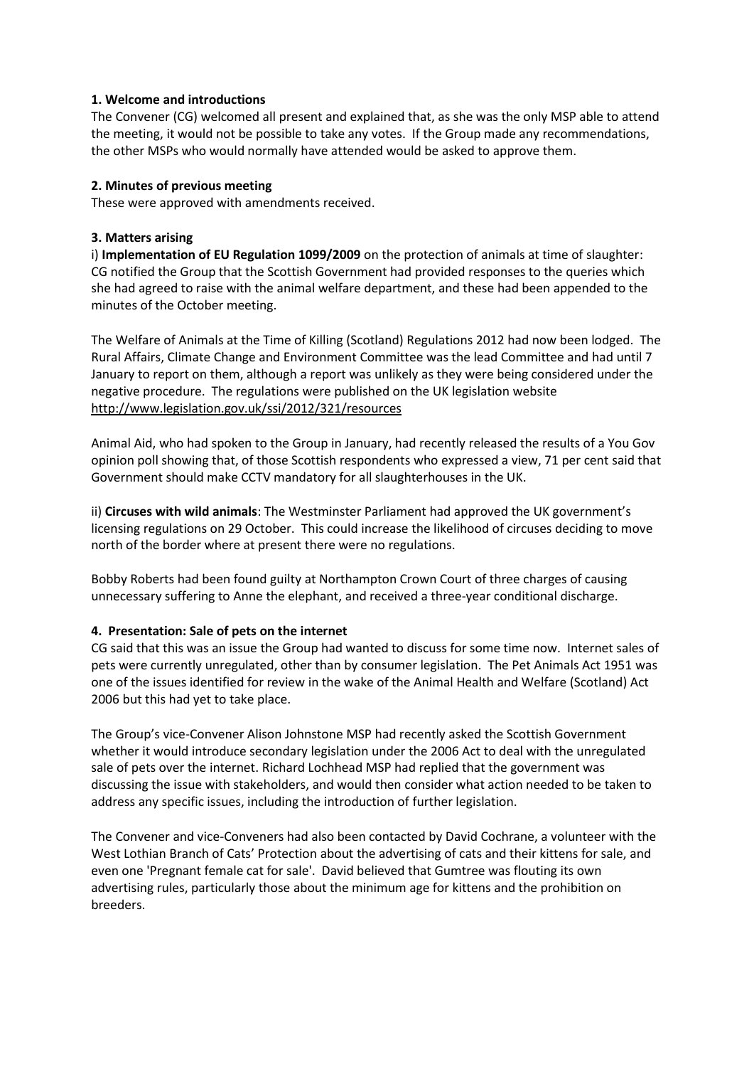### 1. Welcome and introductions

The Convener (CG) welcomed all present and explained that, as she was the only MSP able to attend the meeting, it would not be possible to take any votes. If the Group made any recommendations, the other MSPs who would normally have attended would be asked to approve them.

### 2. Minutes of previous meeting

These were approved with amendments received.

### 3. Matters arising

i) **Implementation of EU Regulation 1099/2009** on the protection of animals at time of slaughter: CG notified the Group that the Scottish Government had provided responses to the queries which she had agreed to raise with the animal welfare department, and these had been appended to the minutes of the October meeting.

The Welfare of Animals at the Time of Killing (Scotland) Regulations 2012 had now been lodged. The Rural Affairs, Climate Change and Environment Committee was the lead Committee and had until 7 January to report on them, although a report was unlikely as they were being considered under the negative procedure. The regulations were published on the UK legislation website http://www.legislation.gov.uk/ssi/2012/321/resources

Animal Aid, who had spoken to the Group in January, had recently released the results of a You Gov opinion poll showing that, of those Scottish respondents who expressed a view, 71 per cent said that Government should make CCTV mandatory for all slaughterhouses in the UK.

ii) **Circuses with wild animals**: The Westminster Parliament had approved the UK government's licensing regulations on 29 October. This could increase the likelihood of circuses deciding to move north of the border where at present there were no regulations.

Bobby Roberts had been found guilty at Northampton Crown Court of three charges of causing unnecessary suffering to Anne the elephant, and received a three-year conditional discharge.

### 4. Presentation: Sale of pets on the internet

CG said that this was an issue the Group had wanted to discuss for some time now. Internet sales of pets were currently unregulated, other than by consumer legislation. The Pet Animals Act 1951 was one of the issues identified for review in the wake of the Animal Health and Welfare (Scotland) Act 2006 but this had yet to take place.

The Group's vice-Convener Alison Johnstone MSP had recently asked the Scottish Government whether it would introduce secondary legislation under the 2006 Act to deal with the unregulated sale of pets over the internet. Richard Lochhead MSP had replied that the government was discussing the issue with stakeholders, and would then consider what action needed to be taken to address any specific issues, including the introduction of further legislation.

The Convener and vice-Conveners had also been contacted by David Cochrane, a volunteer with the West Lothian Branch of Cats' Protection about the advertising of cats and their kittens for sale, and even one 'Pregnant female cat for sale'. David believed that Gumtree was flouting its own advertising rules, particularly those about the minimum age for kittens and the prohibition on breeders.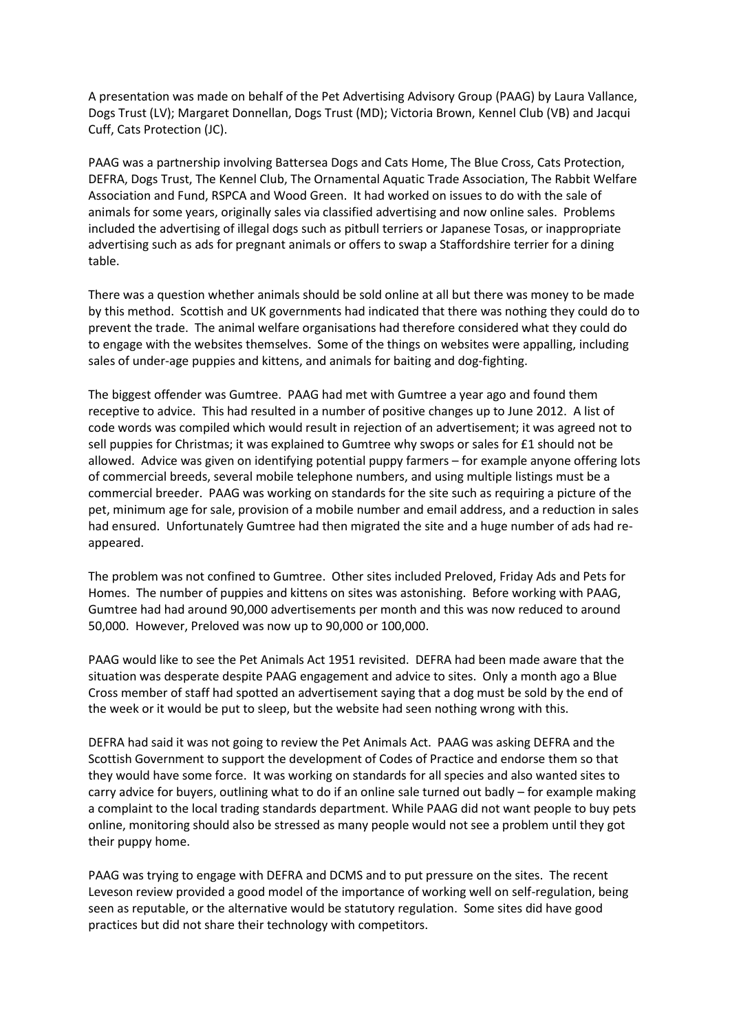A presentation was made on behalf of the Pet Advertising Advisory Group (PAAG) by Laura Vallance, Dogs Trust (LV); Margaret Donnellan, Dogs Trust (MD); Victoria Brown, Kennel Club (VB) and Jacqui Cuff, Cats Protection (JC).

PAAG was a partnership involving Battersea Dogs and Cats Home, The Blue Cross, Cats Protection, DEFRA, Dogs Trust, The Kennel Club, The Ornamental Aquatic Trade Association, The Rabbit Welfare Association and Fund, RSPCA and Wood Green. It had worked on issues to do with the sale of animals for some years, originally sales via classified advertising and now online sales. Problems included the advertising of illegal dogs such as pitbull terriers or Japanese Tosas, or inappropriate advertising such as ads for pregnant animals or offers to swap a Staffordshire terrier for a dining table.

There was a question whether animals should be sold online at all but there was money to be made by this method. Scottish and UK governments had indicated that there was nothing they could do to prevent the trade. The animal welfare organisations had therefore considered what they could do to engage with the websites themselves. Some of the things on websites were appalling, including sales of under-age puppies and kittens, and animals for baiting and dog-fighting.

The biggest offender was Gumtree. PAAG had met with Gumtree a year ago and found them receptive to advice. This had resulted in a number of positive changes up to June 2012. A list of code words was compiled which would result in rejection of an advertisement; it was agreed not to sell puppies for Christmas; it was explained to Gumtree why swops or sales for £1 should not be allowed. Advice was given on identifying potential puppy farmers – for example anyone offering lots of commercial breeds, several mobile telephone numbers, and using multiple listings must be a commercial breeder. PAAG was working on standards for the site such as requiring a picture of the pet, minimum age for sale, provision of a mobile number and email address, and a reduction in sales had ensured. Unfortunately Gumtree had then migrated the site and a huge number of ads had re-appeared.

The problem was not confined to Gumtree. Other sites included Preloved, Friday Ads and Pets for Homes. The number of puppies and kittens on sites was astonishing. Before working with PAAG, Gumtree had had around 90,000 advertisements per month and this was now reduced to around 50,000. However, Preloved was now up to 90,000 or 100,000.

PAAG would like to see the Pet Animals Act 1951 revisited. DEFRA had been made aware that the situation was desperate despite PAAG engagement and advice to sites. Only a month ago a Blue Cross member of staff had spotted an advertisement saying that a dog must be sold by the end of the week or it would be put to sleep, but the website had seen nothing wrong with this.

DEFRA had said it was not going to review the Pet Animals Act. PAAG was asking DEFRA and the Scottish Government to support the development of Codes of Practice and endorse them so that they would have some force. It was working on standards for all species and also wanted sites to carry advice for buyers, outlining what to do if an online sale turned out badly – for example making a complaint to the local trading standards department. While PAAG did not want people to buy pets online, monitoring should also be stressed as many people would not see a problem until they got their puppy home.

PAAG was trying to engage with DEFRA and DCMS and to put pressure on the sites. The recent Leveson review provided a good model of the importance of working well on self-regulation, being seen as reputable, or the alternative would be statutory regulation. Some sites did have good practices but did not share their technology with competitors.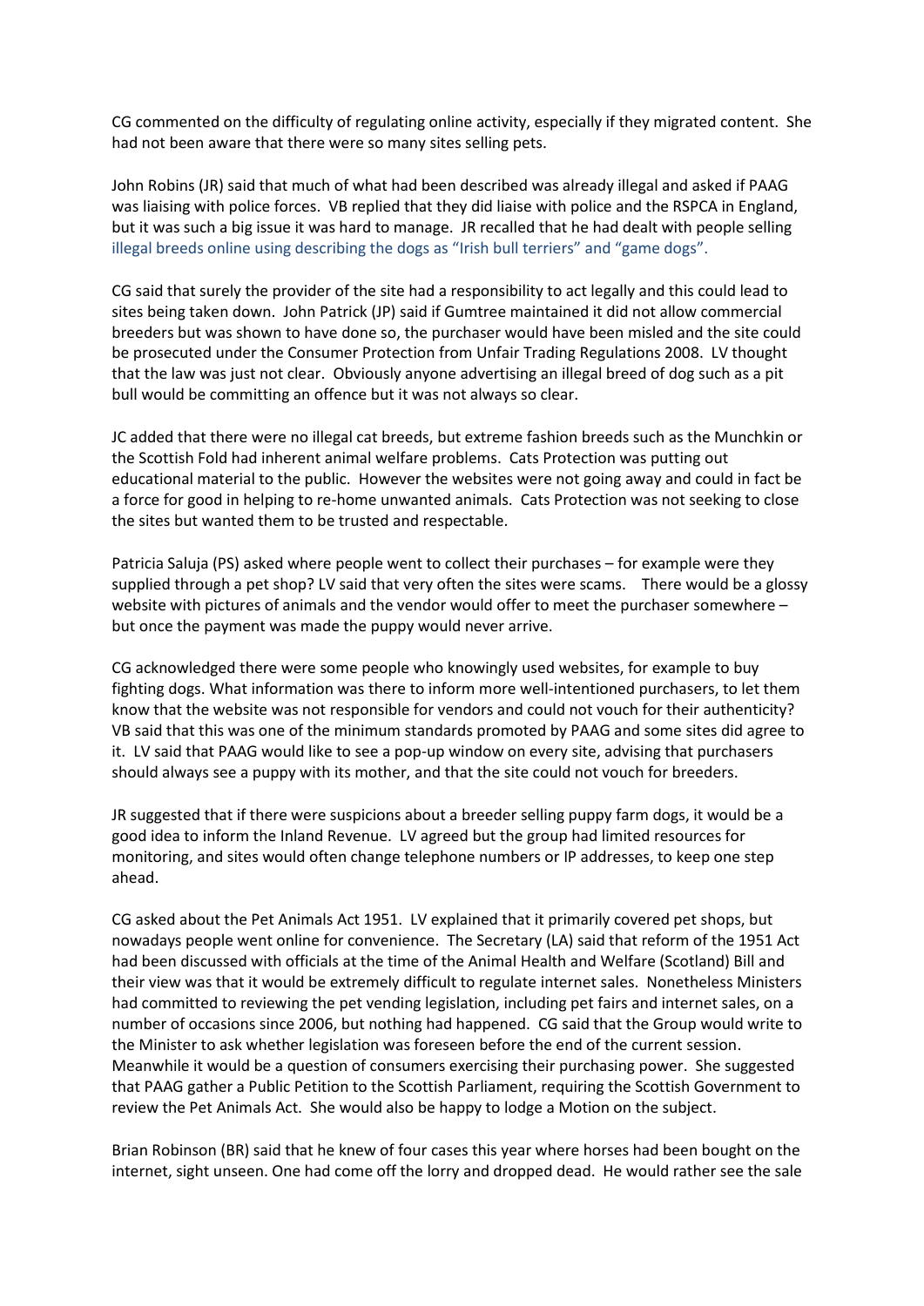CG commented on the difficulty of regulating online activity, especially if they migrated content. She had not been aware that there were so many sites selling pets.

John Robins (JR) said that much of what had been described was already illegal and asked if PAAG was liaising with police forces. VB replied that they did liaise with police and the RSPCA in England, but it was such a big issue it was hard to manage. JR recalled that he had dealt with people selling illegal breeds online using describing the dogs as "Irish bull terriers" and "game dogs".

CG said that surely the provider of the site had a responsibility to act legally and this could lead to sites being taken down. John Patrick (JP) said if Gumtree maintained it did not allow commercial breeders but was shown to have done so, the purchaser would have been misled and the site could be prosecuted under the Consumer Protection from Unfair Trading Regulations 2008. LV thought that the law was just not clear. Obviously anyone advertising an illegal breed of dog such as a pit bull would be committing an offence but it was not always so clear.

JC added that there were no illegal cat breeds, but extreme fashion breeds such as the Munchkin or the Scottish Fold had inherent animal welfare problems. Cats Protection was putting out educational material to the public. However the websites were not going away and could in fact be a force for good in helping to re-home unwanted animals. Cats Protection was not seeking to close the sites but wanted them to be trusted and respectable.

Patricia Saluja (PS) asked where people went to collect their purchases – for example were they supplied through a pet shop? LV said that very often the sites were scams. There would be a glossy website with pictures of animals and the vendor would offer to meet the purchaser somewhere – but once the payment was made the puppy would never arrive.

CG acknowledged there were some people who knowingly used websites, for example to buy fighting dogs. What information was there to inform more well-intentioned purchasers, to let them know that the website was not responsible for vendors and could not vouch for their authenticity? VB said that this was one of the minimum standards promoted by PAAG and some sites did agree to it. LV said that PAAG would like to see a pop-up window on every site, advising that purchasers should always see a puppy with its mother, and that the site could not vouch for breeders.

JR suggested that if there were suspicions about a breeder selling puppy farm dogs, it would be a good idea to inform the Inland Revenue. LV agreed but the group had limited resources for monitoring, and sites would often change telephone numbers or IP addresses, to keep one step ahead.

CG asked about the Pet Animals Act 1951. LV explained that it primarily covered pet shops, but nowadays people went online for convenience. The Secretary (LA) said that reform of the 1951 Act had been discussed with officials at the time of the Animal Health and Welfare (Scotland) Bill and their view was that it would be extremely difficult to regulate internet sales. Nonetheless Ministers had committed to reviewing the pet vending legislation, including pet fairs and internet sales, on a number of occasions since 2006, but nothing had happened. CG said that the Group would write to the Minister to ask whether legislation was foreseen before the end of the current session. Meanwhile it would be a question of consumers exercising their purchasing power. She suggested that PAAG gather a Public Petition to the Scottish Parliament, requiring the Scottish Government to review the Pet Animals Act. She would also be happy to lodge a Motion on the subject.

Brian Robinson (BR) said that he knew of four cases this year where horses had been bought on the internet, sight unseen. One had come off the lorry and dropped dead. He would rather see the sale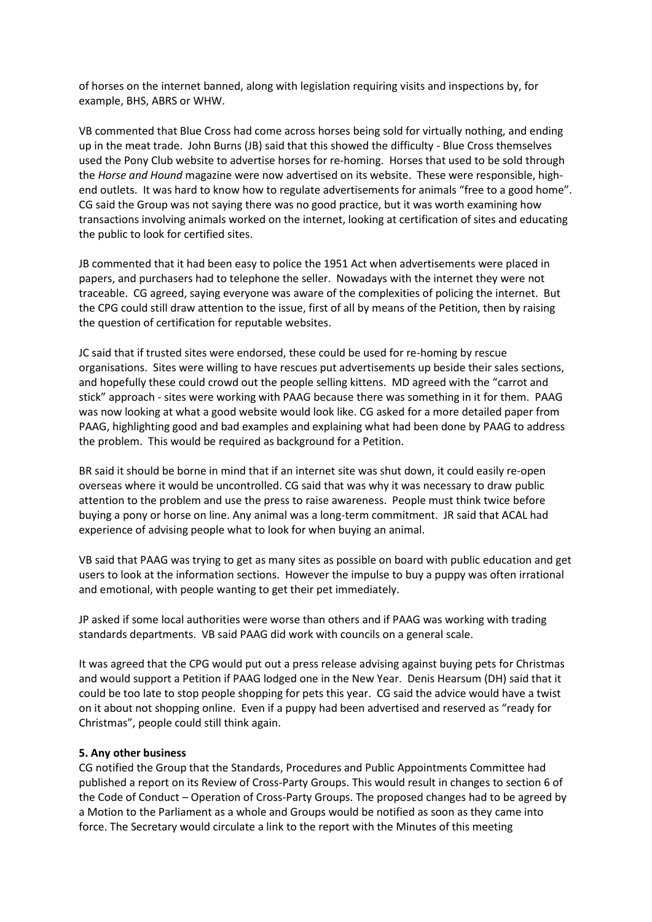of horses on the internet banned, along with legislation requiring visits and inspections by, for example, BHS, ABRS or WHW.

VB commented that Blue Cross had come across horses being sold for virtually nothing, and ending up in the meat trade. John Burns (JB) said that this showed the difficulty - Blue Cross themselves used the Pony Club website to advertise horses for re-homing. Horses that used to be sold through the *Horse and Hound* magazine were now advertised on its website. These were responsible, high-end outlets. It was hard to know how to regulate advertisements for animals "free to a good home". CG said the Group was not saying there was no good practice, but it was worth examining how transactions involving animals worked on the internet, looking at certification of sites and educating the public to look for certified sites.

JB commented that it had been easy to police the 1951 Act when advertisements were placed in papers, and purchasers had to telephone the seller. Nowadays with the internet they were not traceable. CG agreed, saying everyone was aware of the complexities of policing the internet. But the CPG could still draw attention to the issue, first of all by means of the Petition, then by raising the question of certification for reputable websites.

JC said that if trusted sites were endorsed, these could be used for re-homing by rescue organisations. Sites were willing to have rescues put advertisements up beside their sales sections, and hopefully these could crowd out the people selling kittens. MD agreed with the "carrot and stick" approach - sites were working with PAAG because there was something in it for them. PAAG was now looking at what a good website would look like. CG asked for a more detailed paper from PAAG, highlighting good and bad examples and explaining what had been done by PAAG to address the problem. This would be required as background for a Petition.

BR said it should be borne in mind that if an internet site was shut down, it could easily re-open overseas where it would be uncontrolled. CG said that was why it was necessary to draw public attention to the problem and use the press to raise awareness. People must think twice before buying a pony or horse on line. Any animal was a long-term commitment. JR said that ACAL had experience of advising people what to look for when buying an animal.

VB said that PAAG was trying to get as many sites as possible on board with public education and get users to look at the information sections. However the impulse to buy a puppy was often irrational and emotional, with people wanting to get their pet immediately.

JP asked if some local authorities were worse than others and if PAAG was working with trading standards departments. VB said PAAG did work with councils on a general scale.

It was agreed that the CPG would put out a press release advising against buying pets for Christmas and would support a Petition if PAAG lodged one in the New Year. Denis Hearsum (DH) said that it could be too late to stop people shopping for pets this year. CG said the advice would have a twist on it about not shopping online. Even if a puppy had been advertised and reserved as "ready for Christmas", people could still think again.

**5. Any other business**

CG notified the Group that the Standards, Procedures and Public Appointments Committee had published a report on its Review of Cross-Party Groups. This would result in changes to section 6 of the Code of Conduct – Operation of Cross-Party Groups. The proposed changes had to be agreed by a Motion to the Parliament as a whole and Groups would be notified as soon as they came into force. The Secretary would circulate a link to the report with the Minutes of this meeting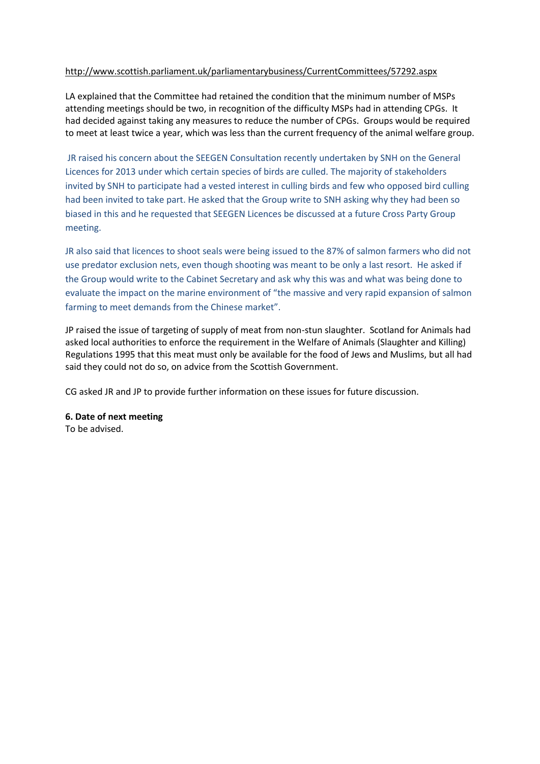http://www.scottish.parliament.uk/parliamentarybusiness/CurrentCommittees/57292.aspx

LA explained that the Committee had retained the condition that the minimum number of MSPs attending meetings should be two, in recognition of the difficulty MSPs had in attending CPGs. It had decided against taking any measures to reduce the number of CPGs. Groups would be required to meet at least twice a year, which was less than the current frequency of the animal welfare group.

JR raised his concern about the SEEGEN Consultation recently undertaken by SNH on the General Licences for 2013 under which certain species of birds are culled. The majority of stakeholders invited by SNH to participate had a vested interest in culling birds and few who opposed bird culling had been invited to take part. He asked that the Group write to SNH asking why they had been so biased in this and he requested that SEEGEN Licences be discussed at a future Cross Party Group meeting.

JR also said that licences to shoot seals were being issued to the 87% of salmon farmers who did not use predator exclusion nets, even though shooting was meant to be only a last resort. He asked if the Group would write to the Cabinet Secretary and ask why this was and what was being done to evaluate the impact on the marine environment of "the massive and very rapid expansion of salmon farming to meet demands from the Chinese market".

JP raised the issue of targeting of supply of meat from non-stun slaughter. Scotland for Animals had asked local authorities to enforce the requirement in the Welfare of Animals (Slaughter and Killing) Regulations 1995 that this meat must only be available for the food of Jews and Muslims, but all had said they could not do so, on advice from the Scottish Government.

CG asked JR and JP to provide further information on these issues for future discussion.

**6. Date of next meeting**

To be advised.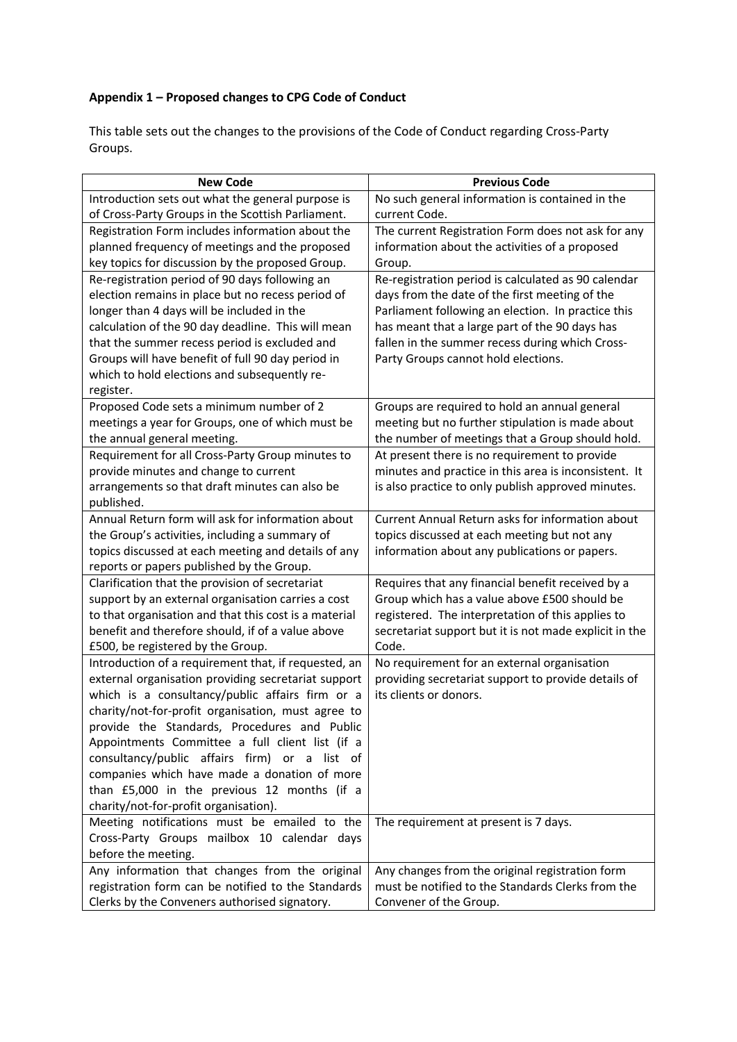**Appendix 1 – Proposed changes to CPG Code of Conduct**

This table sets out the changes to the provisions of the Code of Conduct regarding Cross-Party Groups.

| New Code | Previous Code |
|---|---|
| Introduction sets out what the general purpose is of Cross-Party Groups in the Scottish Parliament. | No such general information is contained in the current Code. |
| Registration Form includes information about the planned frequency of meetings and the proposed key topics for discussion by the proposed Group. | The current Registration Form does not ask for any information about the activities of a proposed Group. |
| Re-registration period of 90 days following an election remains in place but no recess period of longer than 4 days will be included in the calculation of the 90 day deadline. This will mean that the summer recess period is excluded and Groups will have benefit of full 90 day period in which to hold elections and subsequently re-register. | Re-registration period is calculated as 90 calendar days from the date of the first meeting of the Parliament following an election. In practice this has meant that a large part of the 90 days has fallen in the summer recess during which Cross-Party Groups cannot hold elections. |
| Proposed Code sets a minimum number of 2 meetings a year for Groups, one of which must be the annual general meeting. | Groups are required to hold an annual general meeting but no further stipulation is made about the number of meetings that a Group should hold. |
| Requirement for all Cross-Party Group minutes to provide minutes and change to current arrangements so that draft minutes can also be published. | At present there is no requirement to provide minutes and practice in this area is inconsistent. It is also practice to only publish approved minutes. |
| Annual Return form will ask for information about the Group's activities, including a summary of topics discussed at each meeting and details of any reports or papers published by the Group. | Current Annual Return asks for information about topics discussed at each meeting but not any information about any publications or papers. |
| Clarification that the provision of secretariat support by an external organisation carries a cost to that organisation and that this cost is a material benefit and therefore should, if of a value above £500, be registered by the Group. | Requires that any financial benefit received by a Group which has a value above £500 should be registered. The interpretation of this applies to secretariat support but it is not made explicit in the Code. |
| Introduction of a requirement that, if requested, an external organisation providing secretariat support which is a consultancy/public affairs firm or a charity/not-for-profit organisation, must agree to provide the Standards, Procedures and Public Appointments Committee a full client list (if a consultancy/public affairs firm) or a list of companies which have made a donation of more than £5,000 in the previous 12 months (if a charity/not-for-profit organisation). | No requirement for an external organisation providing secretariat support to provide details of its clients or donors. |
| Meeting notifications must be emailed to the Cross-Party Groups mailbox 10 calendar days before the meeting. | The requirement at present is 7 days. |
| Any information that changes from the original registration form can be notified to the Standards Clerks by the Conveners authorised signatory. | Any changes from the original registration form must be notified to the Standards Clerks from the Convener of the Group. |